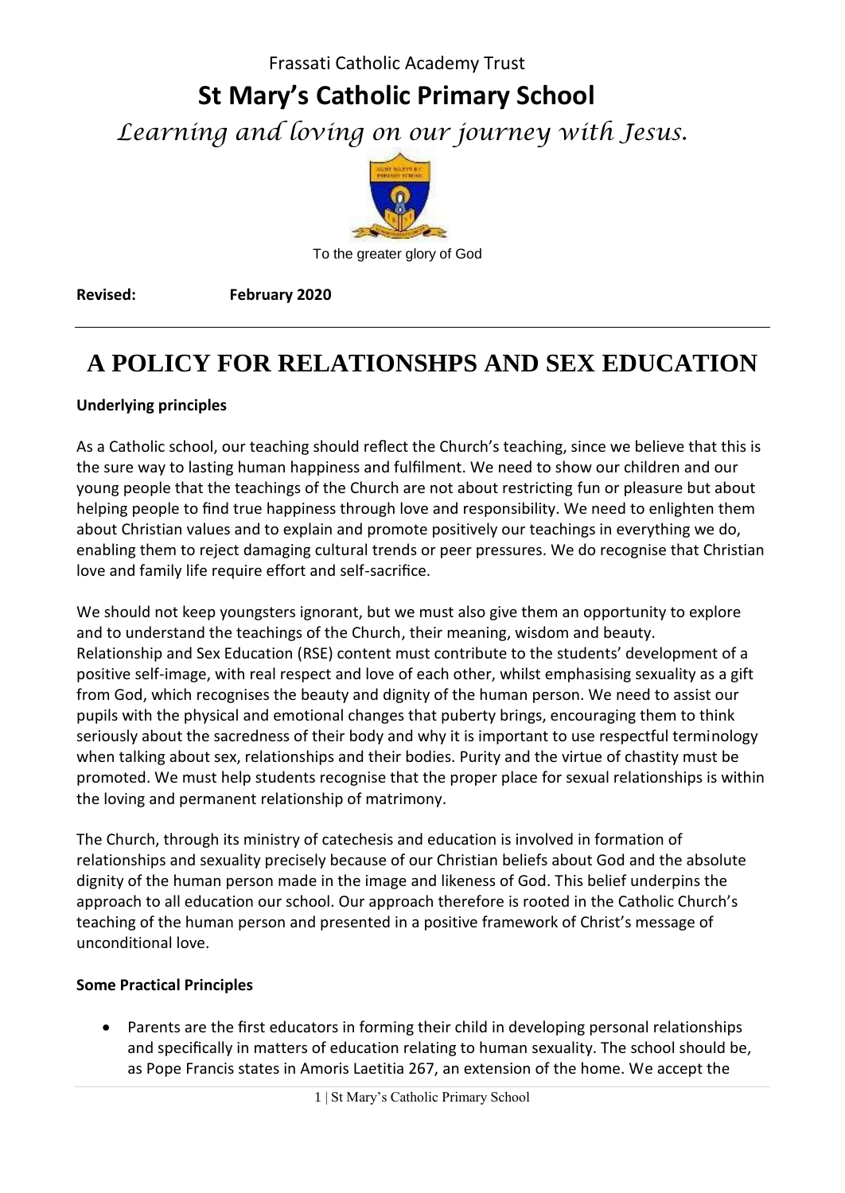Frassati Catholic Academy Trust

# St Mary's Catholic Primary School

*Learning and loving on our journey with Jesus.*

To the greater glory of God

**Revised:** **February 2020**

---

# A POLICY FOR RELATIONSHPS AND SEX EDUCATION

**Underlying principles**

As a Catholic school, our teaching should reflect the Church's teaching, since we believe that this is the sure way to lasting human happiness and fulfilment. We need to show our children and our young people that the teachings of the Church are not about restricting fun or pleasure but about helping people to find true happiness through love and responsibility. We need to enlighten them about Christian values and to explain and promote positively our teachings in everything we do, enabling them to reject damaging cultural trends or peer pressures. We do recognise that Christian love and family life require effort and self-sacrifice.

We should not keep youngsters ignorant, but we must also give them an opportunity to explore and to understand the teachings of the Church, their meaning, wisdom and beauty. Relationship and Sex Education (RSE) content must contribute to the students' development of a positive self-image, with real respect and love of each other, whilst emphasising sexuality as a gift from God, which recognises the beauty and dignity of the human person. We need to assist our pupils with the physical and emotional changes that puberty brings, encouraging them to think seriously about the sacredness of their body and why it is important to use respectful terminology when talking about sex, relationships and their bodies. Purity and the virtue of chastity must be promoted. We must help students recognise that the proper place for sexual relationships is within the loving and permanent relationship of matrimony.

The Church, through its ministry of catechesis and education is involved in formation of relationships and sexuality precisely because of our Christian beliefs about God and the absolute dignity of the human person made in the image and likeness of God. This belief underpins the approach to all education our school. Our approach therefore is rooted in the Catholic Church's teaching of the human person and presented in a positive framework of Christ's message of unconditional love.

**Some Practical Principles**

- Parents are the first educators in forming their child in developing personal relationships and specifically in matters of education relating to human sexuality. The school should be, as Pope Francis states in Amoris Laetitia 267, an extension of the home. We accept the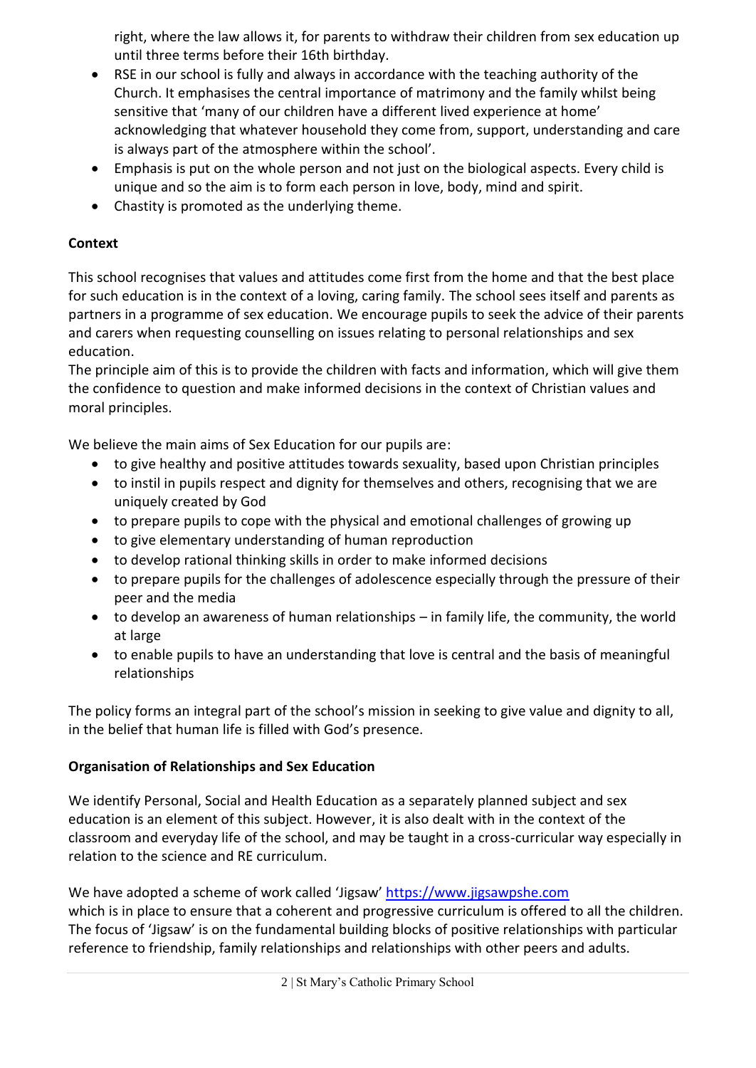right, where the law allows it, for parents to withdraw their children from sex education up until three terms before their 16th birthday.

- RSE in our school is fully and always in accordance with the teaching authority of the Church. It emphasises the central importance of matrimony and the family whilst being sensitive that 'many of our children have a different lived experience at home' acknowledging that whatever household they come from, support, understanding and care is always part of the atmosphere within the school'.
- Emphasis is put on the whole person and not just on the biological aspects. Every child is unique and so the aim is to form each person in love, body, mind and spirit.
- Chastity is promoted as the underlying theme.

**Context**

This school recognises that values and attitudes come first from the home and that the best place for such education is in the context of a loving, caring family. The school sees itself and parents as partners in a programme of sex education. We encourage pupils to seek the advice of their parents and carers when requesting counselling on issues relating to personal relationships and sex education.

The principle aim of this is to provide the children with facts and information, which will give them the confidence to question and make informed decisions in the context of Christian values and moral principles.

We believe the main aims of Sex Education for our pupils are:

- to give healthy and positive attitudes towards sexuality, based upon Christian principles
- to instil in pupils respect and dignity for themselves and others, recognising that we are uniquely created by God
- to prepare pupils to cope with the physical and emotional challenges of growing up
- to give elementary understanding of human reproduction
- to develop rational thinking skills in order to make informed decisions
- to prepare pupils for the challenges of adolescence especially through the pressure of their peer and the media
- to develop an awareness of human relationships – in family life, the community, the world at large
- to enable pupils to have an understanding that love is central and the basis of meaningful relationships

The policy forms an integral part of the school's mission in seeking to give value and dignity to all, in the belief that human life is filled with God's presence.

**Organisation of Relationships and Sex Education**

We identify Personal, Social and Health Education as a separately planned subject and sex education is an element of this subject. However, it is also dealt with in the context of the classroom and everyday life of the school, and may be taught in a cross-curricular way especially in relation to the science and RE curriculum.

We have adopted a scheme of work called 'Jigsaw' https://www.jigsawpshe.com
which is in place to ensure that a coherent and progressive curriculum is offered to all the children. The focus of 'Jigsaw' is on the fundamental building blocks of positive relationships with particular reference to friendship, family relationships and relationships with other peers and adults.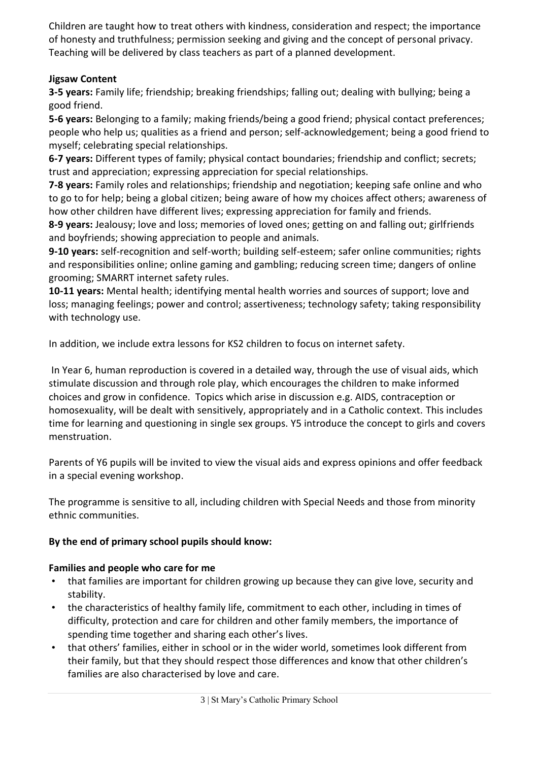Children are taught how to treat others with kindness, consideration and respect; the importance of honesty and truthfulness; permission seeking and giving and the concept of personal privacy. Teaching will be delivered by class teachers as part of a planned development.

**Jigsaw Content**

**3-5 years:** Family life; friendship; breaking friendships; falling out; dealing with bullying; being a good friend.

**5-6 years:** Belonging to a family; making friends/being a good friend; physical contact preferences; people who help us; qualities as a friend and person; self-acknowledgement; being a good friend to myself; celebrating special relationships.

**6-7 years:** Different types of family; physical contact boundaries; friendship and conflict; secrets; trust and appreciation; expressing appreciation for special relationships.

**7-8 years:** Family roles and relationships; friendship and negotiation; keeping safe online and who to go to for help; being a global citizen; being aware of how my choices affect others; awareness of how other children have different lives; expressing appreciation for family and friends.

**8-9 years:** Jealousy; love and loss; memories of loved ones; getting on and falling out; girlfriends and boyfriends; showing appreciation to people and animals.

**9-10 years:** self-recognition and self-worth; building self-esteem; safer online communities; rights and responsibilities online; online gaming and gambling; reducing screen time; dangers of online grooming; SMARRT internet safety rules.

**10-11 years:** Mental health; identifying mental health worries and sources of support; love and loss; managing feelings; power and control; assertiveness; technology safety; taking responsibility with technology use.

In addition, we include extra lessons for KS2 children to focus on internet safety.

In Year 6, human reproduction is covered in a detailed way, through the use of visual aids, which stimulate discussion and through role play, which encourages the children to make informed choices and grow in confidence. Topics which arise in discussion e.g. AIDS, contraception or homosexuality, will be dealt with sensitively, appropriately and in a Catholic context. This includes time for learning and questioning in single sex groups. Y5 introduce the concept to girls and covers menstruation.

Parents of Y6 pupils will be invited to view the visual aids and express opinions and offer feedback in a special evening workshop.

The programme is sensitive to all, including children with Special Needs and those from minority ethnic communities.

**By the end of primary school pupils should know:**

**Families and people who care for me**

- that families are important for children growing up because they can give love, security and stability.
- the characteristics of healthy family life, commitment to each other, including in times of difficulty, protection and care for children and other family members, the importance of spending time together and sharing each other's lives.
- that others' families, either in school or in the wider world, sometimes look different from their family, but that they should respect those differences and know that other children's families are also characterised by love and care.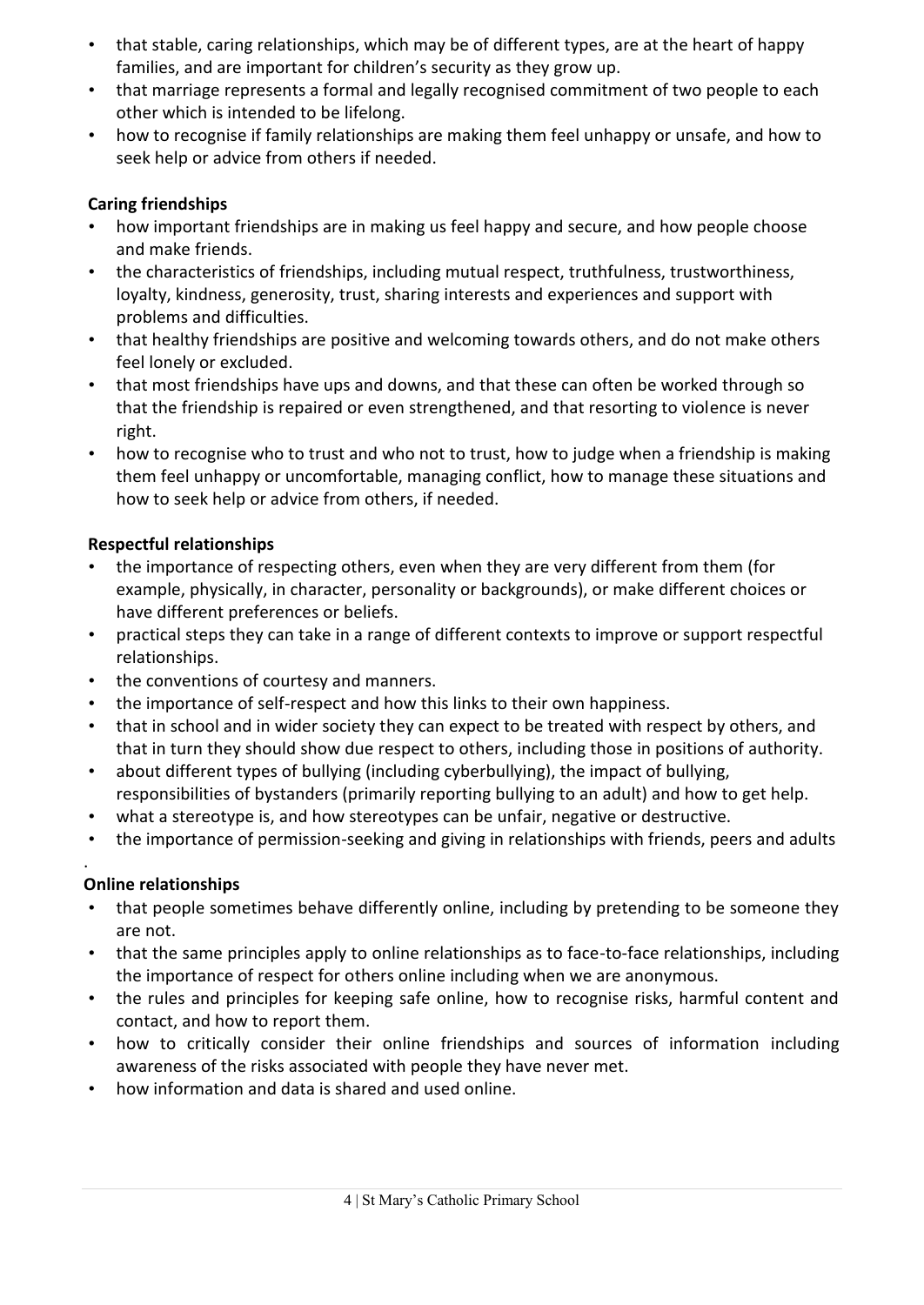- that stable, caring relationships, which may be of different types, are at the heart of happy families, and are important for children's security as they grow up.
- that marriage represents a formal and legally recognised commitment of two people to each other which is intended to be lifelong.
- how to recognise if family relationships are making them feel unhappy or unsafe, and how to seek help or advice from others if needed.

**Caring friendships**

- how important friendships are in making us feel happy and secure, and how people choose and make friends.
- the characteristics of friendships, including mutual respect, truthfulness, trustworthiness, loyalty, kindness, generosity, trust, sharing interests and experiences and support with problems and difficulties.
- that healthy friendships are positive and welcoming towards others, and do not make others feel lonely or excluded.
- that most friendships have ups and downs, and that these can often be worked through so that the friendship is repaired or even strengthened, and that resorting to violence is never right.
- how to recognise who to trust and who not to trust, how to judge when a friendship is making them feel unhappy or uncomfortable, managing conflict, how to manage these situations and how to seek help or advice from others, if needed.

**Respectful relationships**

- the importance of respecting others, even when they are very different from them (for example, physically, in character, personality or backgrounds), or make different choices or have different preferences or beliefs.
- practical steps they can take in a range of different contexts to improve or support respectful relationships.
- the conventions of courtesy and manners.
- the importance of self-respect and how this links to their own happiness.
- that in school and in wider society they can expect to be treated with respect by others, and that in turn they should show due respect to others, including those in positions of authority.
- about different types of bullying (including cyberbullying), the impact of bullying, responsibilities of bystanders (primarily reporting bullying to an adult) and how to get help.
- what a stereotype is, and how stereotypes can be unfair, negative or destructive.
- the importance of permission-seeking and giving in relationships with friends, peers and adults

.

**Online relationships**

- that people sometimes behave differently online, including by pretending to be someone they are not.
- that the same principles apply to online relationships as to face-to-face relationships, including the importance of respect for others online including when we are anonymous.
- the rules and principles for keeping safe online, how to recognise risks, harmful content and contact, and how to report them.
- how to critically consider their online friendships and sources of information including awareness of the risks associated with people they have never met.
- how information and data is shared and used online.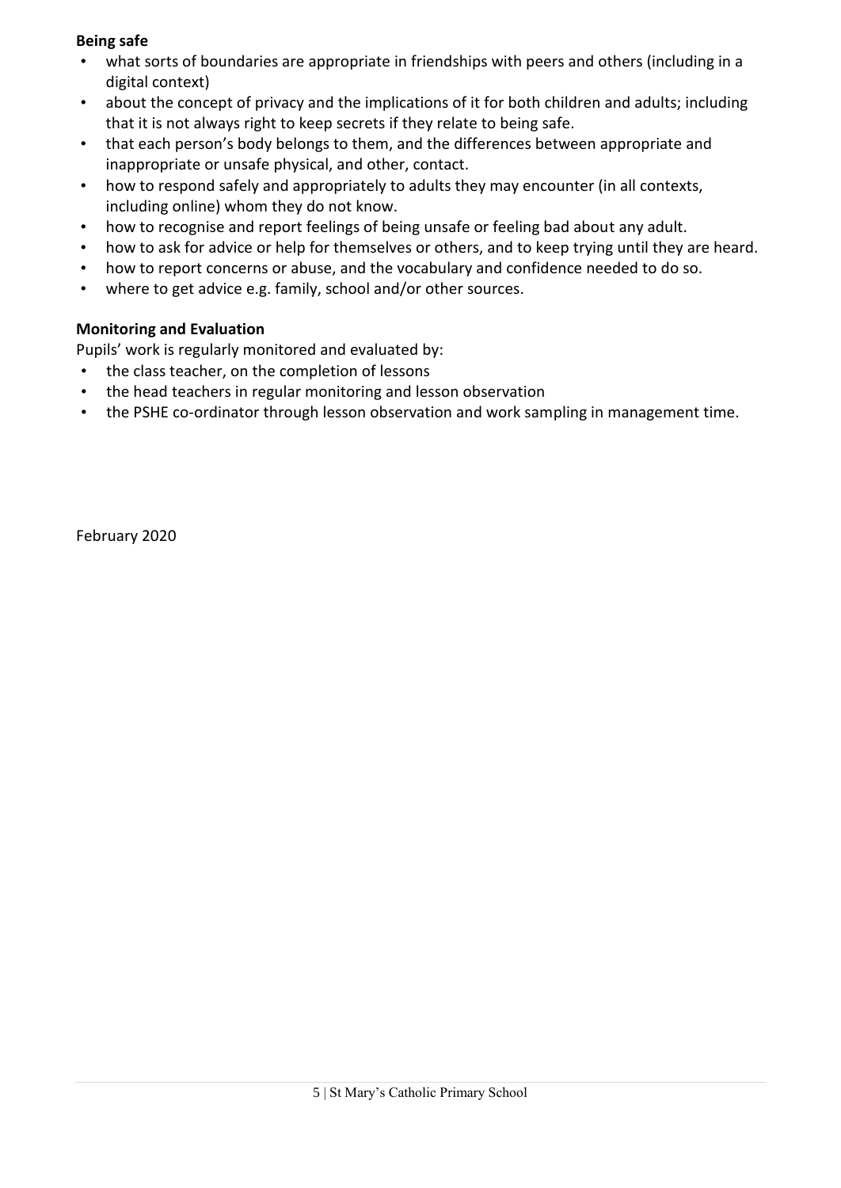**Being safe**

- what sorts of boundaries are appropriate in friendships with peers and others (including in a digital context)
- about the concept of privacy and the implications of it for both children and adults; including that it is not always right to keep secrets if they relate to being safe.
- that each person's body belongs to them, and the differences between appropriate and inappropriate or unsafe physical, and other, contact.
- how to respond safely and appropriately to adults they may encounter (in all contexts, including online) whom they do not know.
- how to recognise and report feelings of being unsafe or feeling bad about any adult.
- how to ask for advice or help for themselves or others, and to keep trying until they are heard.
- how to report concerns or abuse, and the vocabulary and confidence needed to do so.
- where to get advice e.g. family, school and/or other sources.

**Monitoring and Evaluation**

Pupils' work is regularly monitored and evaluated by:

- the class teacher, on the completion of lessons
- the head teachers in regular monitoring and lesson observation
- the PSHE co-ordinator through lesson observation and work sampling in management time.

February 2020